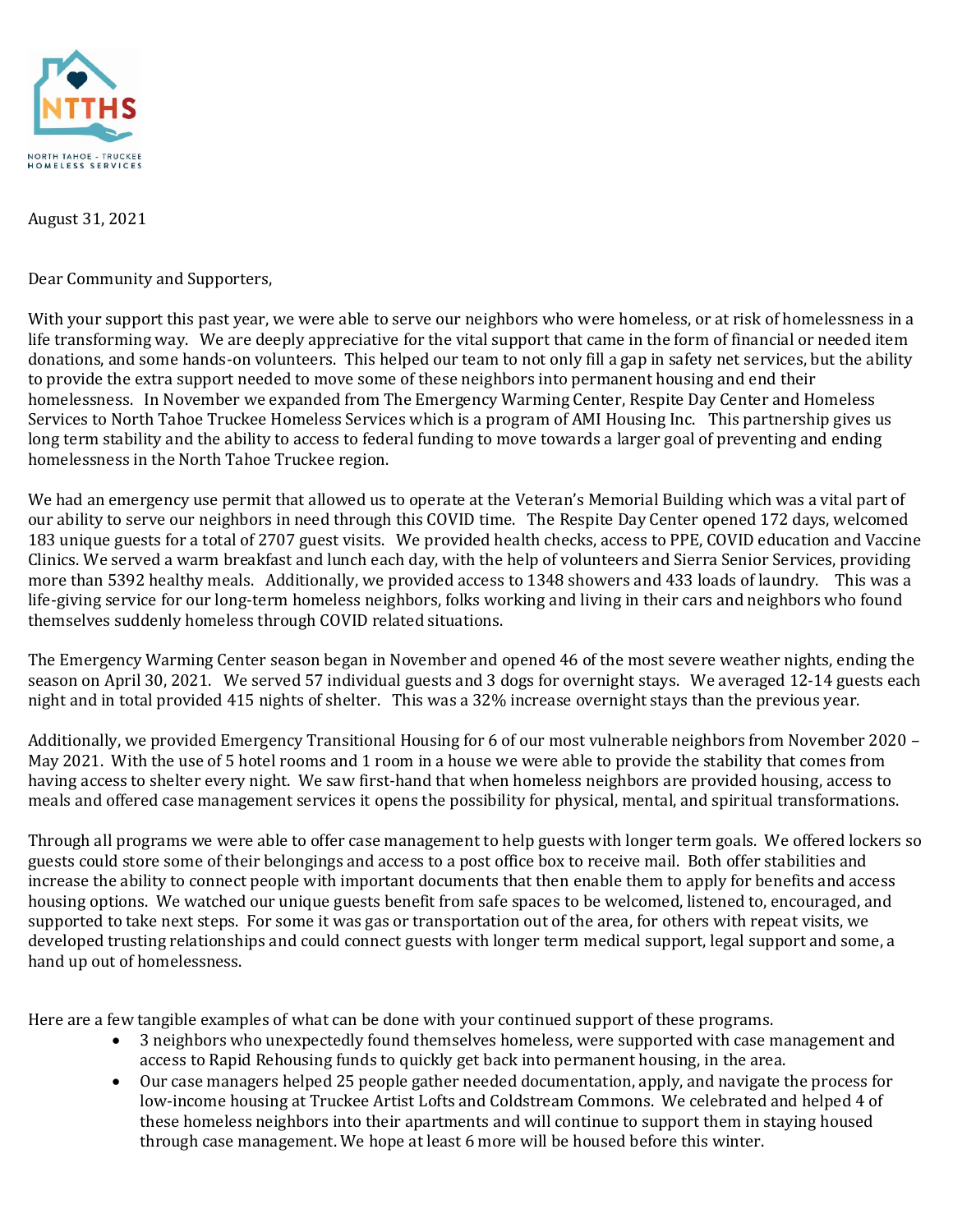NORTH TAHOE - TRUCKEE HOMELESS SERVICES

August 31, 2021

Dear Community and Supporters,

With your support this past year, we were able to serve our neighbors who were homeless, or at risk of homelessness in a life transforming way. We are deeply appreciative for the vital support that came in the form of financial or needed item donations, and some hands-on volunteers. This helped our team to not only fill a gap in safety net services, but the ability to provide the extra support needed to move some of these neighbors into permanent housing and end their homelessness. In November we expanded from The Emergency Warming Center, Respite Day Center and Homeless Services to North Tahoe Truckee Homeless Services which is a program of AMI Housing Inc. This partnership gives us long term stability and the ability to access to federal funding to move towards a larger goal of preventing and ending homelessness in the North Tahoe Truckee region.

We had an emergency use permit that allowed us to operate at the Veteran's Memorial Building which was a vital part of our ability to serve our neighbors in need through this COVID time. The Respite Day Center opened 172 days, welcomed 183 unique guests for a total of 2707 guest visits. We provided health checks, access to PPE, COVID education and Vaccine Clinics. We served a warm breakfast and lunch each day, with the help of volunteers and Sierra Senior Services, providing more than 5392 healthy meals. Additionally, we provided access to 1348 showers and 433 loads of laundry. This was a life-giving service for our long-term homeless neighbors, folks working and living in their cars and neighbors who found themselves suddenly homeless through COVID related situations.

The Emergency Warming Center season began in November and opened 46 of the most severe weather nights, ending the season on April 30, 2021. We served 57 individual guests and 3 dogs for overnight stays. We averaged 12-14 guests each night and in total provided 415 nights of shelter. This was a 32% increase overnight stays than the previous year.

Additionally, we provided Emergency Transitional Housing for 6 of our most vulnerable neighbors from November 2020 – May 2021. With the use of 5 hotel rooms and 1 room in a house we were able to provide the stability that comes from having access to shelter every night. We saw first-hand that when homeless neighbors are provided housing, access to meals and offered case management services it opens the possibility for physical, mental, and spiritual transformations.

Through all programs we were able to offer case management to help guests with longer term goals. We offered lockers so guests could store some of their belongings and access to a post office box to receive mail. Both offer stabilities and increase the ability to connect people with important documents that then enable them to apply for benefits and access housing options. We watched our unique guests benefit from safe spaces to be welcomed, listened to, encouraged, and supported to take next steps. For some it was gas or transportation out of the area, for others with repeat visits, we developed trusting relationships and could connect guests with longer term medical support, legal support and some, a hand up out of homelessness.

Here are a few tangible examples of what can be done with your continued support of these programs.

- 3 neighbors who unexpectedly found themselves homeless, were supported with case management and access to Rapid Rehousing funds to quickly get back into permanent housing, in the area.
- Our case managers helped 25 people gather needed documentation, apply, and navigate the process for low-income housing at Truckee Artist Lofts and Coldstream Commons. We celebrated and helped 4 of these homeless neighbors into their apartments and will continue to support them in staying housed through case management. We hope at least 6 more will be housed before this winter.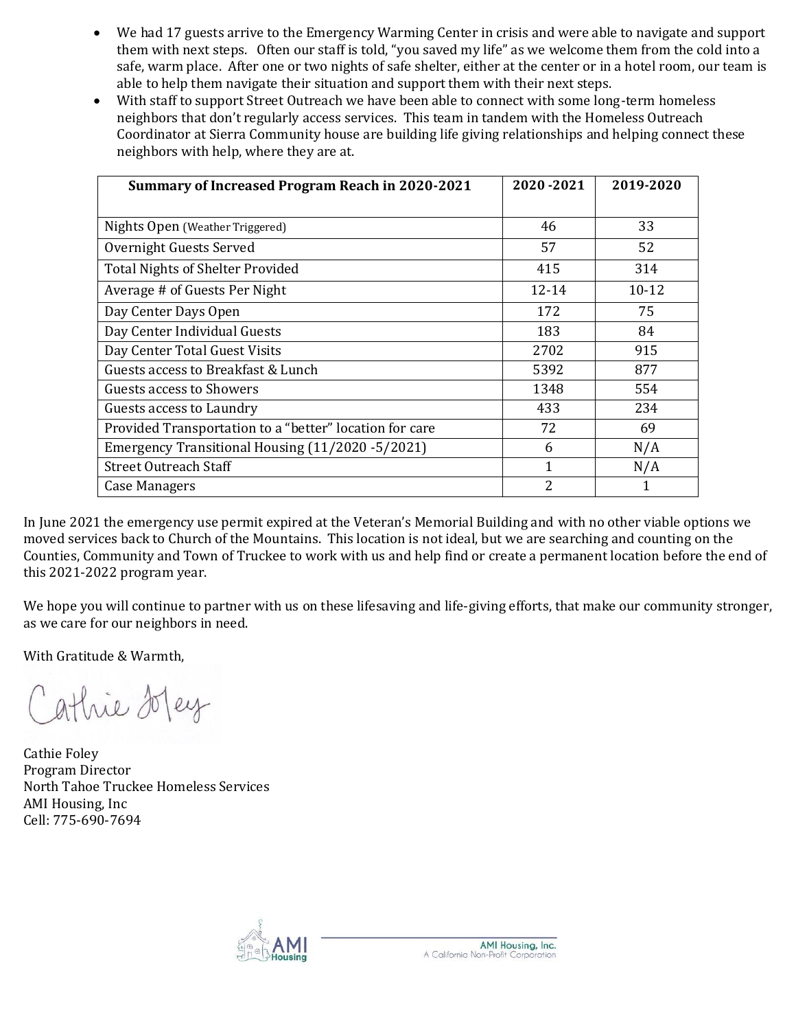- We had 17 guests arrive to the Emergency Warming Center in crisis and were able to navigate and support them with next steps. Often our staff is told, "you saved my life" as we welcome them from the cold into a safe, warm place. After one or two nights of safe shelter, either at the center or in a hotel room, our team is able to help them navigate their situation and support them with their next steps.
- With staff to support Street Outreach we have been able to connect with some long-term homeless neighbors that don't regularly access services. This team in tandem with the Homeless Outreach Coordinator at Sierra Community house are building life giving relationships and helping connect these neighbors with help, where they are at.

| **Summary of Increased Program Reach in 2020-2021** | **2020 -2021** | **2019-2020** |
|---|---|---|
| Nights Open (Weather Triggered) | 46 | 33 |
| Overnight Guests Served | 57 | 52 |
| Total Nights of Shelter Provided | 415 | 314 |
| Average # of Guests Per Night | 12-14 | 10-12 |
| Day Center Days Open | 172 | 75 |
| Day Center Individual Guests | 183 | 84 |
| Day Center Total Guest Visits | 2702 | 915 |
| Guests access to Breakfast & Lunch | 5392 | 877 |
| Guests access to Showers | 1348 | 554 |
| Guests access to Laundry | 433 | 234 |
| Provided Transportation to a "better" location for care | 72 | 69 |
| Emergency Transitional Housing (11/2020 -5/2021) | 6 | N/A |
| Street Outreach Staff | 1 | N/A |
| Case Managers | 2 | 1 |

In June 2021 the emergency use permit expired at the Veteran's Memorial Building and with no other viable options we moved services back to Church of the Mountains. This location is not ideal, but we are searching and counting on the Counties, Community and Town of Truckee to work with us and help find or create a permanent location before the end of this 2021-2022 program year.

We hope you will continue to partner with us on these lifesaving and life-giving efforts, that make our community stronger, as we care for our neighbors in need.

With Gratitude & Warmth,

Cathie Foley

Cathie Foley
Program Director
North Tahoe Truckee Homeless Services
AMI Housing, Inc
Cell: 775-690-7694

AMI Housing

AMI Housing, Inc.
A California Non-Profit Corporation